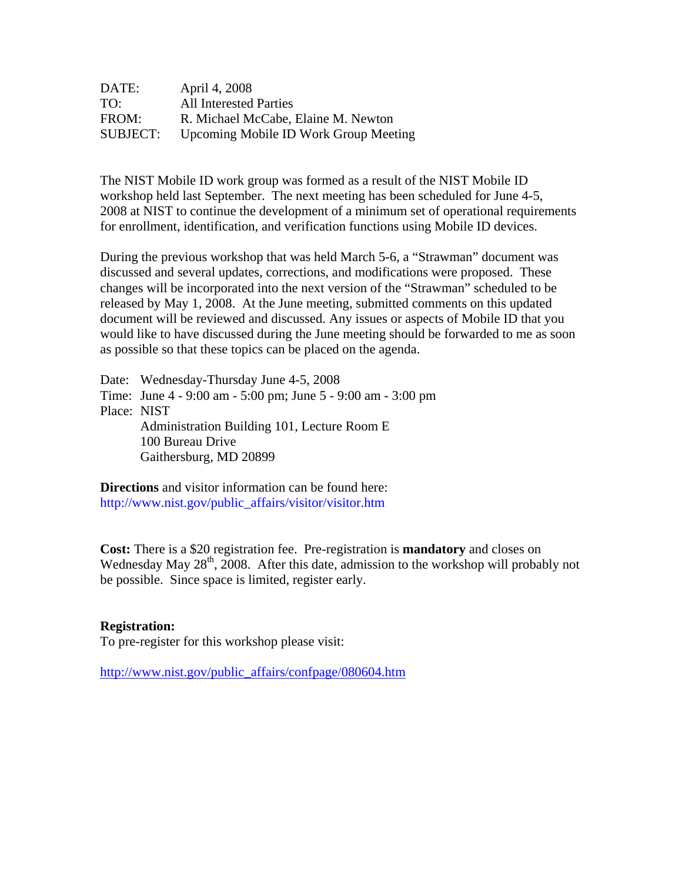DATE: April 4, 2008
TO: All Interested Parties
FROM: R. Michael McCabe, Elaine M. Newton
SUBJECT: Upcoming Mobile ID Work Group Meeting

The NIST Mobile ID work group was formed as a result of the NIST Mobile ID workshop held last September. The next meeting has been scheduled for June 4-5, 2008 at NIST to continue the development of a minimum set of operational requirements for enrollment, identification, and verification functions using Mobile ID devices.

During the previous workshop that was held March 5-6, a "Strawman" document was discussed and several updates, corrections, and modifications were proposed. These changes will be incorporated into the next version of the "Strawman" scheduled to be released by May 1, 2008. At the June meeting, submitted comments on this updated document will be reviewed and discussed. Any issues or aspects of Mobile ID that you would like to have discussed during the June meeting should be forwarded to me as soon as possible so that these topics can be placed on the agenda.

Date: Wednesday-Thursday June 4-5, 2008
Time: June 4 - 9:00 am - 5:00 pm; June 5 - 9:00 am - 3:00 pm
Place: NIST
Administration Building 101, Lecture Room E
100 Bureau Drive
Gaithersburg, MD 20899

**Directions** and visitor information can be found here:
http://www.nist.gov/public_affairs/visitor/visitor.htm

**Cost:** There is a $20 registration fee. Pre-registration is **mandatory** and closes on Wednesday May 28th, 2008. After this date, admission to the workshop will probably not be possible. Since space is limited, register early.

**Registration:**
To pre-register for this workshop please visit:

http://www.nist.gov/public_affairs/confpage/080604.htm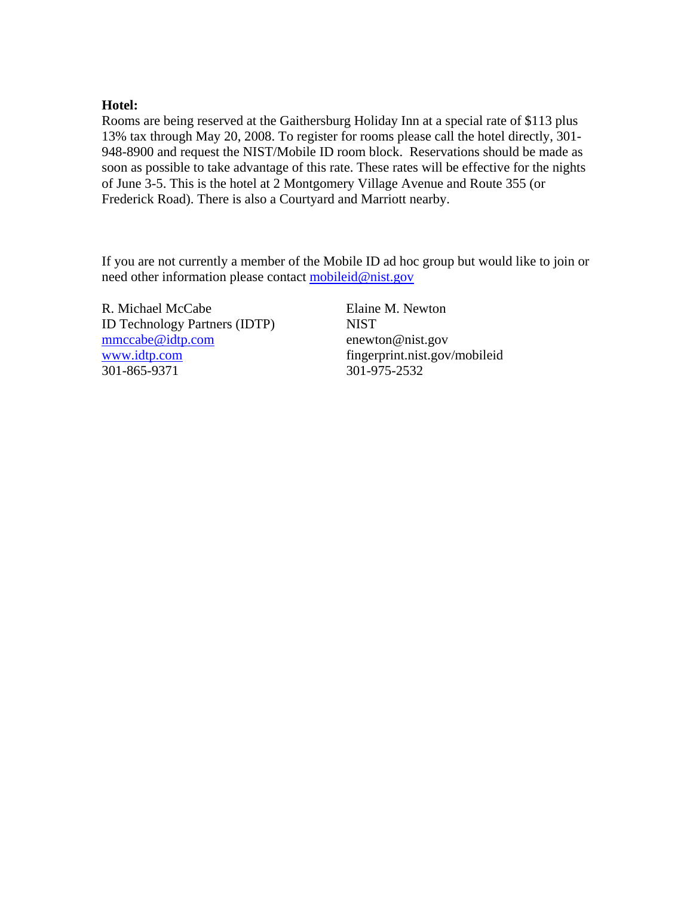**Hotel:**
Rooms are being reserved at the Gaithersburg Holiday Inn at a special rate of $113 plus 13% tax through May 20, 2008. To register for rooms please call the hotel directly, 301-948-8900 and request the NIST/Mobile ID room block. Reservations should be made as soon as possible to take advantage of this rate. These rates will be effective for the nights of June 3-5. This is the hotel at 2 Montgomery Village Avenue and Route 355 (or Frederick Road). There is also a Courtyard and Marriott nearby.

If you are not currently a member of the Mobile ID ad hoc group but would like to join or need other information please contact mobileid@nist.gov

R. Michael McCabe
ID Technology Partners (IDTP)
mmccabe@idtp.com
www.idtp.com
301-865-9371

Elaine M. Newton
NIST
enewton@nist.gov
fingerprint.nist.gov/mobileid
301-975-2532